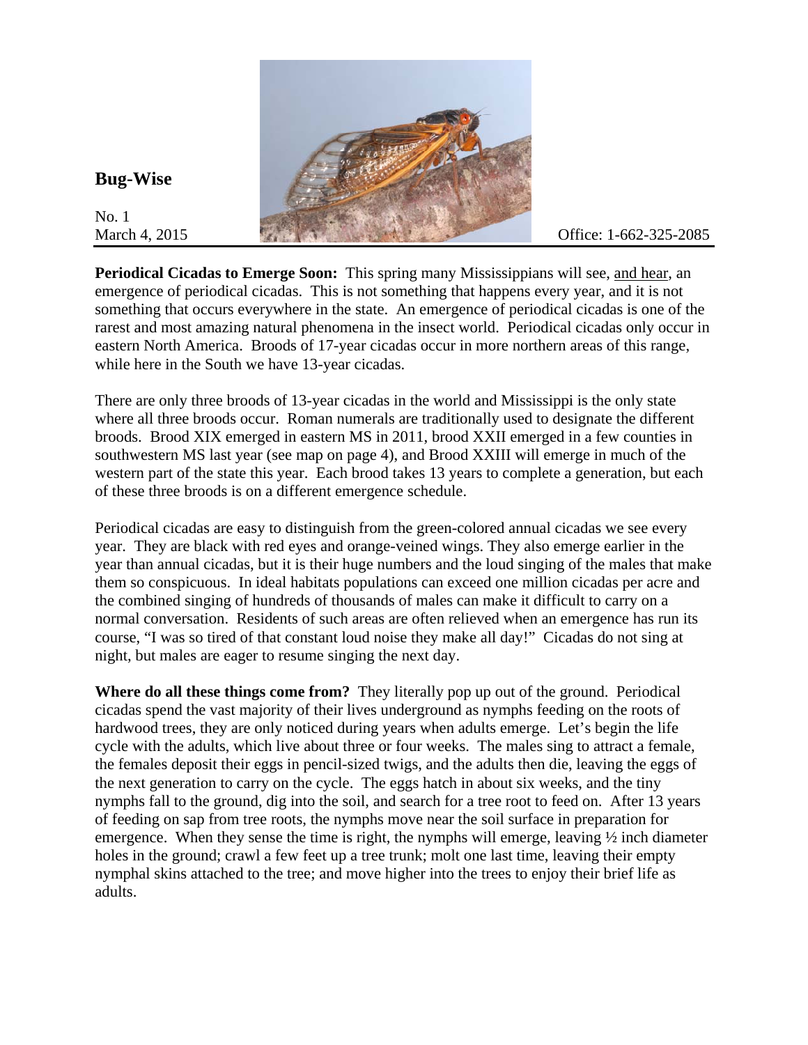# Bug-Wise

No. 1
March 4, 2015

Office: 1-662-325-2085

**Periodical Cicadas to Emerge Soon:** This spring many Mississippians will see, <u>and hear</u>, an emergence of periodical cicadas. This is not something that happens every year, and it is not something that occurs everywhere in the state. An emergence of periodical cicadas is one of the rarest and most amazing natural phenomena in the insect world. Periodical cicadas only occur in eastern North America. Broods of 17-year cicadas occur in more northern areas of this range, while here in the South we have 13-year cicadas.

There are only three broods of 13-year cicadas in the world and Mississippi is the only state where all three broods occur. Roman numerals are traditionally used to designate the different broods. Brood XIX emerged in eastern MS in 2011, brood XXII emerged in a few counties in southwestern MS last year (see map on page 4), and Brood XXIII will emerge in much of the western part of the state this year. Each brood takes 13 years to complete a generation, but each of these three broods is on a different emergence schedule.

Periodical cicadas are easy to distinguish from the green-colored annual cicadas we see every year. They are black with red eyes and orange-veined wings. They also emerge earlier in the year than annual cicadas, but it is their huge numbers and the loud singing of the males that make them so conspicuous. In ideal habitats populations can exceed one million cicadas per acre and the combined singing of hundreds of thousands of males can make it difficult to carry on a normal conversation. Residents of such areas are often relieved when an emergence has run its course, "I was so tired of that constant loud noise they make all day!" Cicadas do not sing at night, but males are eager to resume singing the next day.

**Where do all these things come from?** They literally pop up out of the ground. Periodical cicadas spend the vast majority of their lives underground as nymphs feeding on the roots of hardwood trees, they are only noticed during years when adults emerge. Let's begin the life cycle with the adults, which live about three or four weeks. The males sing to attract a female, the females deposit their eggs in pencil-sized twigs, and the adults then die, leaving the eggs of the next generation to carry on the cycle. The eggs hatch in about six weeks, and the tiny nymphs fall to the ground, dig into the soil, and search for a tree root to feed on. After 13 years of feeding on sap from tree roots, the nymphs move near the soil surface in preparation for emergence. When they sense the time is right, the nymphs will emerge, leaving ½ inch diameter holes in the ground; crawl a few feet up a tree trunk; molt one last time, leaving their empty nymphal skins attached to the tree; and move higher into the trees to enjoy their brief life as adults.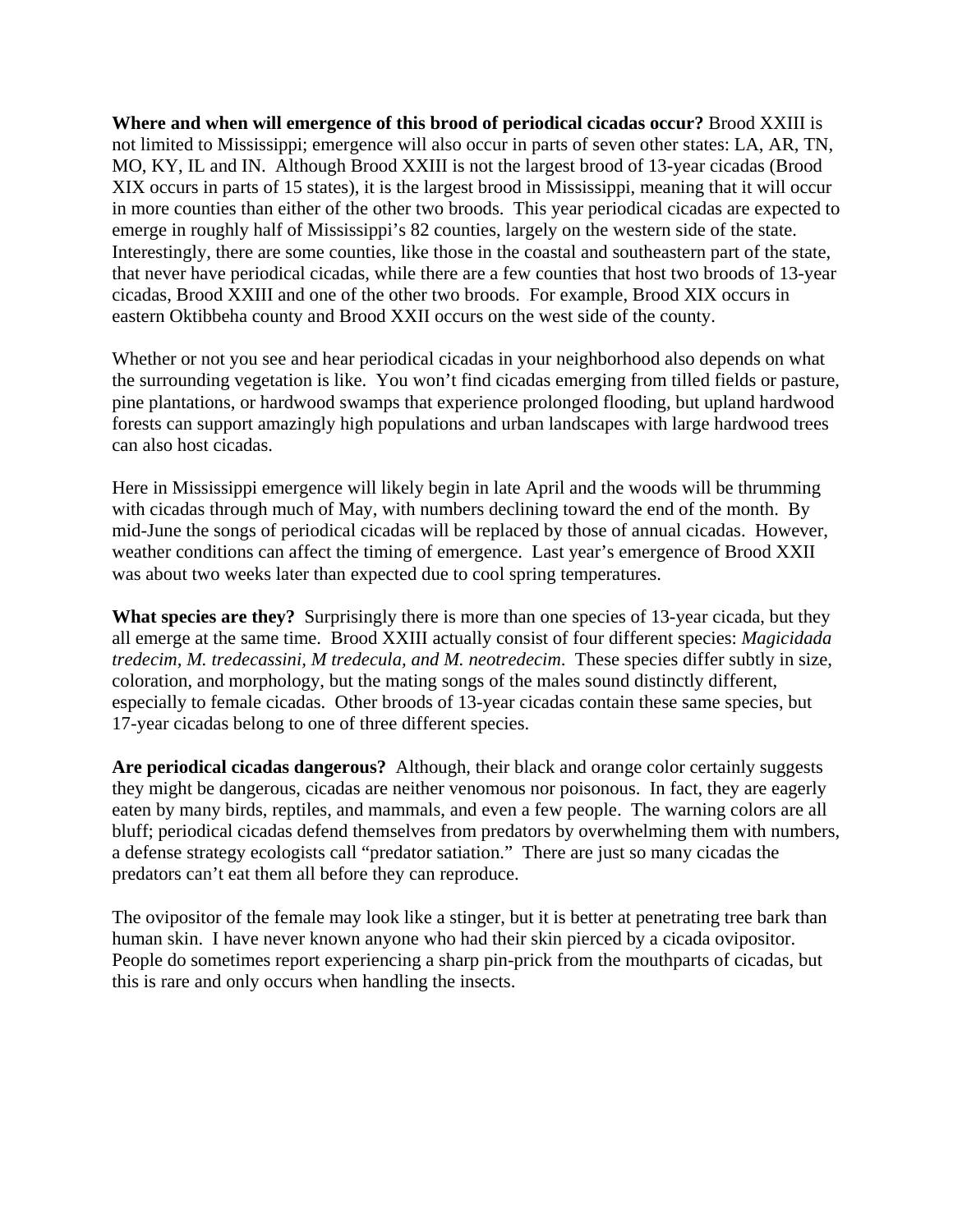**Where and when will emergence of this brood of periodical cicadas occur?** Brood XXIII is not limited to Mississippi; emergence will also occur in parts of seven other states: LA, AR, TN, MO, KY, IL and IN. Although Brood XXIII is not the largest brood of 13-year cicadas (Brood XIX occurs in parts of 15 states), it is the largest brood in Mississippi, meaning that it will occur in more counties than either of the other two broods. This year periodical cicadas are expected to emerge in roughly half of Mississippi's 82 counties, largely on the western side of the state. Interestingly, there are some counties, like those in the coastal and southeastern part of the state, that never have periodical cicadas, while there are a few counties that host two broods of 13-year cicadas, Brood XXIII and one of the other two broods. For example, Brood XIX occurs in eastern Oktibbeha county and Brood XXII occurs on the west side of the county.

Whether or not you see and hear periodical cicadas in your neighborhood also depends on what the surrounding vegetation is like. You won't find cicadas emerging from tilled fields or pasture, pine plantations, or hardwood swamps that experience prolonged flooding, but upland hardwood forests can support amazingly high populations and urban landscapes with large hardwood trees can also host cicadas.

Here in Mississippi emergence will likely begin in late April and the woods will be thrumming with cicadas through much of May, with numbers declining toward the end of the month. By mid-June the songs of periodical cicadas will be replaced by those of annual cicadas. However, weather conditions can affect the timing of emergence. Last year's emergence of Brood XXII was about two weeks later than expected due to cool spring temperatures.

**What species are they?** Surprisingly there is more than one species of 13-year cicada, but they all emerge at the same time. Brood XXIII actually consist of four different species: *Magicidada tredecim, M. tredecassini, M tredecula, and M. neotredecim*. These species differ subtly in size, coloration, and morphology, but the mating songs of the males sound distinctly different, especially to female cicadas. Other broods of 13-year cicadas contain these same species, but 17-year cicadas belong to one of three different species.

**Are periodical cicadas dangerous?** Although, their black and orange color certainly suggests they might be dangerous, cicadas are neither venomous nor poisonous. In fact, they are eagerly eaten by many birds, reptiles, and mammals, and even a few people. The warning colors are all bluff; periodical cicadas defend themselves from predators by overwhelming them with numbers, a defense strategy ecologists call "predator satiation." There are just so many cicadas the predators can't eat them all before they can reproduce.

The ovipositor of the female may look like a stinger, but it is better at penetrating tree bark than human skin. I have never known anyone who had their skin pierced by a cicada ovipositor. People do sometimes report experiencing a sharp pin-prick from the mouthparts of cicadas, but this is rare and only occurs when handling the insects.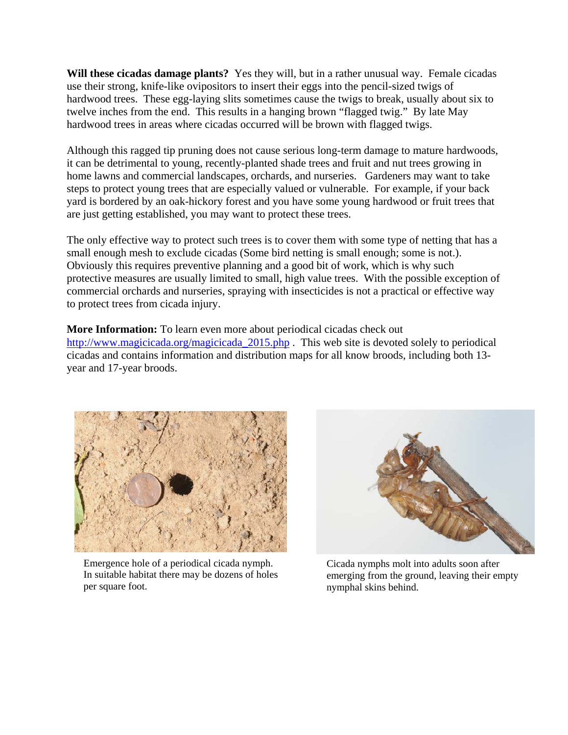**Will these cicadas damage plants?** Yes they will, but in a rather unusual way. Female cicadas use their strong, knife-like ovipositors to insert their eggs into the pencil-sized twigs of hardwood trees. These egg-laying slits sometimes cause the twigs to break, usually about six to twelve inches from the end. This results in a hanging brown "flagged twig." By late May hardwood trees in areas where cicadas occurred will be brown with flagged twigs.

Although this ragged tip pruning does not cause serious long-term damage to mature hardwoods, it can be detrimental to young, recently-planted shade trees and fruit and nut trees growing in home lawns and commercial landscapes, orchards, and nurseries. Gardeners may want to take steps to protect young trees that are especially valued or vulnerable. For example, if your back yard is bordered by an oak-hickory forest and you have some young hardwood or fruit trees that are just getting established, you may want to protect these trees.

The only effective way to protect such trees is to cover them with some type of netting that has a small enough mesh to exclude cicadas (Some bird netting is small enough; some is not.). Obviously this requires preventive planning and a good bit of work, which is why such protective measures are usually limited to small, high value trees. With the possible exception of commercial orchards and nurseries, spraying with insecticides is not a practical or effective way to protect trees from cicada injury.

**More Information:** To learn even more about periodical cicadas check out [http://www.magicicada.org/magicicada_2015.php](http://www.magicicada.org/magicicada_2015.php) . This web site is devoted solely to periodical cicadas and contains information and distribution maps for all know broods, including both 13-year and 17-year broods.

Emergence hole of a periodical cicada nymph. In suitable habitat there may be dozens of holes per square foot.

Cicada nymphs molt into adults soon after emerging from the ground, leaving their empty nymphal skins behind.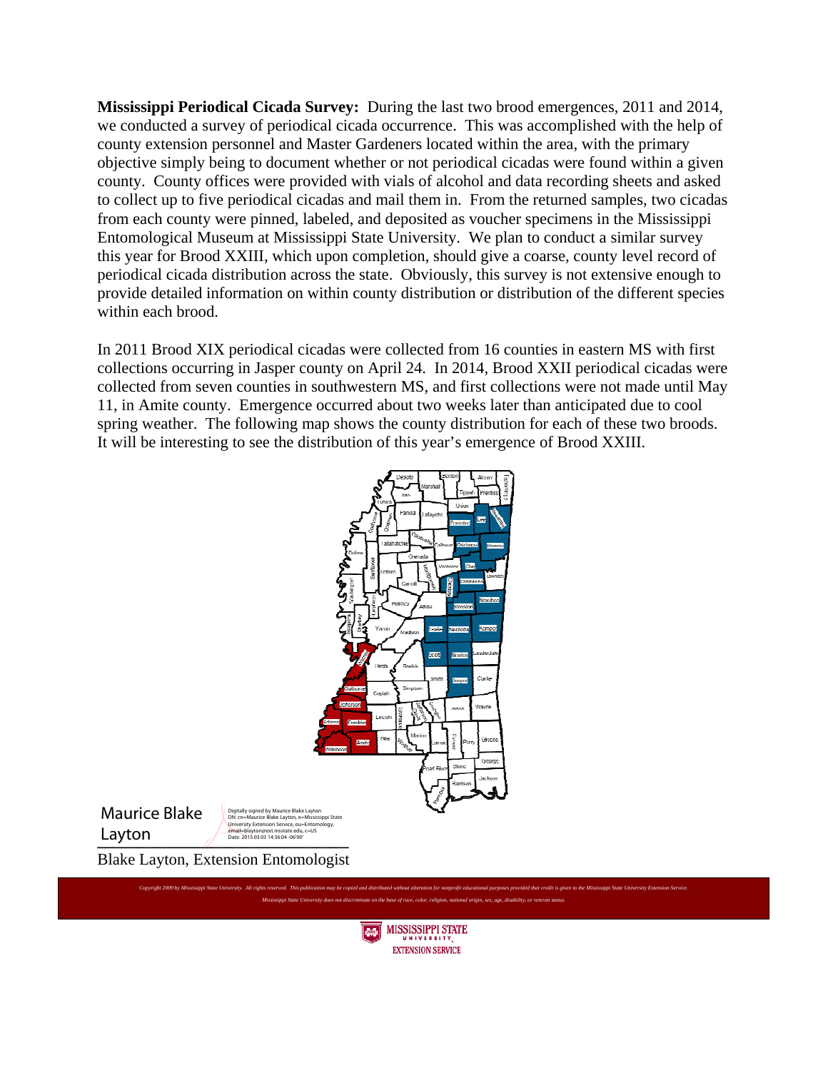**Mississippi Periodical Cicada Survey:** During the last two brood emergences, 2011 and 2014, we conducted a survey of periodical cicada occurrence. This was accomplished with the help of county extension personnel and Master Gardeners located within the area, with the primary objective simply being to document whether or not periodical cicadas were found within a given county. County offices were provided with vials of alcohol and data recording sheets and asked to collect up to five periodical cicadas and mail them in. From the returned samples, two cicadas from each county were pinned, labeled, and deposited as voucher specimens in the Mississippi Entomological Museum at Mississippi State University. We plan to conduct a similar survey this year for Brood XXIII, which upon completion, should give a coarse, county level record of periodical cicada distribution across the state. Obviously, this survey is not extensive enough to provide detailed information on within county distribution or distribution of the different species within each brood.

In 2011 Brood XIX periodical cicadas were collected from 16 counties in eastern MS with first collections occurring in Jasper county on April 24. In 2014, Brood XXII periodical cicadas were collected from seven counties in southwestern MS, and first collections were not made until May 11, in Amite county. Emergence occurred about two weeks later than anticipated due to cool spring weather. The following map shows the county distribution for each of these two broods. It will be interesting to see the distribution of this year's emergence of Brood XXIII.

Maurice Blake Layton

Digitally signed by Maurice Blake Layton
DN: cn=Maurice Blake Layton, o=Mississippi State University Extension Service, ou=Entomology, email=blayton@ext.msstate.edu, c=US
Date: 2015.03.03 14:36:04 -06'00'

Blake Layton, Extension Entomologist

*Copyright 2009 by Mississippi State University. All rights reserved. This publication may be copied and distributed without alteration for nonprofit educational purposes provided that credit is given to the Mississippi State University Extension Service.*

*Mississippi State University does not discriminate on the basis of race, color, religion, national origin, sex, age, disability, or veteran status.*

MISSISSIPPI STATE UNIVERSITY EXTENSION SERVICE